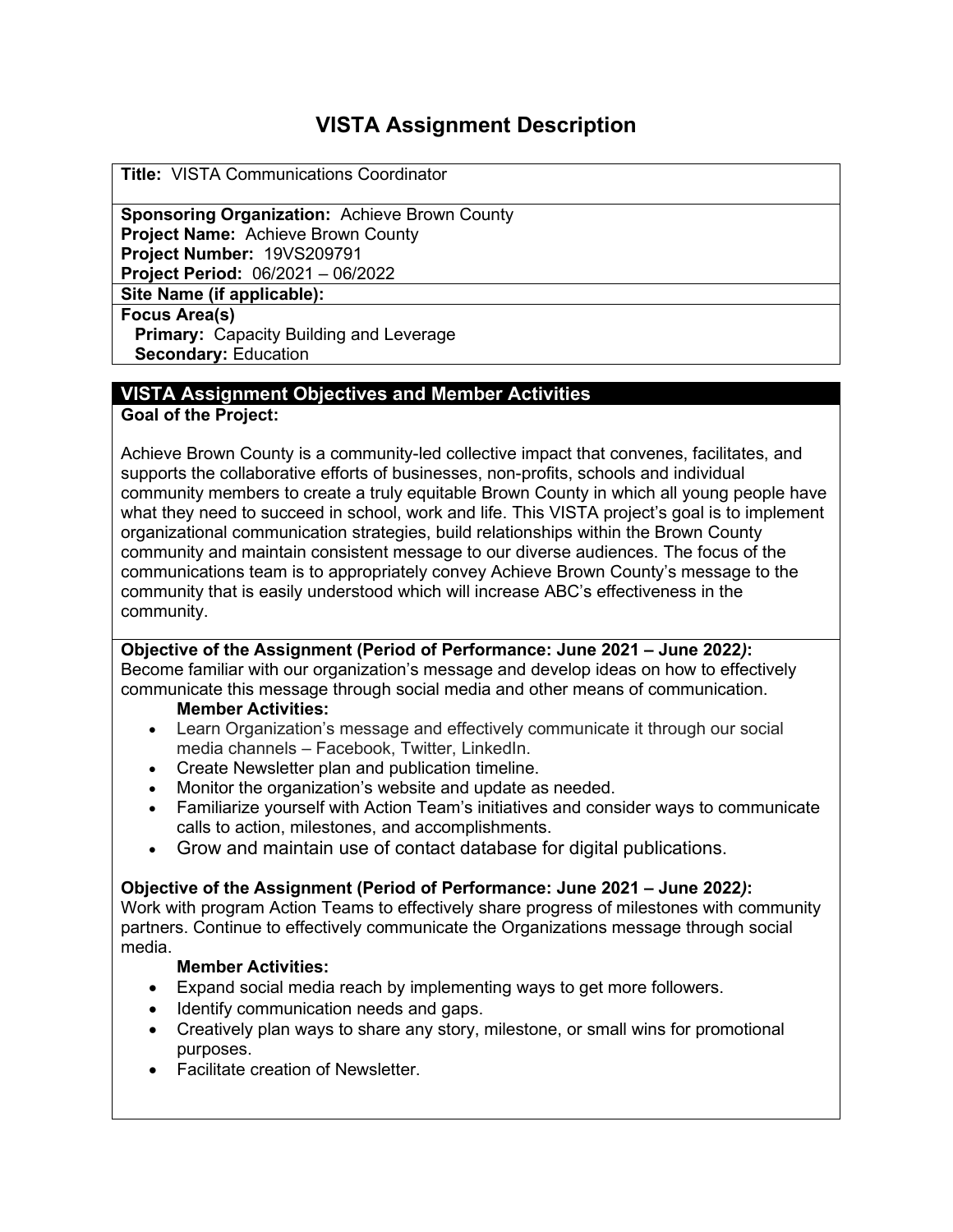# VISTA Assignment Description

**Title:** VISTA Communications Coordinator

**Sponsoring Organization:** Achieve Brown County
**Project Name:** Achieve Brown County
**Project Number:** 19VS209791
**Project Period:** 06/2021 – 06/2022

**Site Name (if applicable):**

**Focus Area(s)**
**Primary:** Capacity Building and Leverage
**Secondary:** Education

## VISTA Assignment Objectives and Member Activities

**Goal of the Project:**

Achieve Brown County is a community-led collective impact that convenes, facilitates, and supports the collaborative efforts of businesses, non-profits, schools and individual community members to create a truly equitable Brown County in which all young people have what they need to succeed in school, work and life. This VISTA project's goal is to implement organizational communication strategies, build relationships within the Brown County community and maintain consistent message to our diverse audiences. The focus of the communications team is to appropriately convey Achieve Brown County's message to the community that is easily understood which will increase ABC's effectiveness in the community.

**Objective of the Assignment (Period of Performance: June 2021 – June 2022*)*:**
Become familiar with our organization's message and develop ideas on how to effectively communicate this message through social media and other means of communication.

**Member Activities:**

- Learn Organization's message and effectively communicate it through our social media channels – Facebook, Twitter, LinkedIn.
- Create Newsletter plan and publication timeline.
- Monitor the organization's website and update as needed.
- Familiarize yourself with Action Team's initiatives and consider ways to communicate calls to action, milestones, and accomplishments.
- Grow and maintain use of contact database for digital publications.

**Objective of the Assignment (Period of Performance: June 2021 – June 2022*)*:**
Work with program Action Teams to effectively share progress of milestones with community partners. Continue to effectively communicate the Organizations message through social media.

**Member Activities:**

- Expand social media reach by implementing ways to get more followers.
- Identify communication needs and gaps.
- Creatively plan ways to share any story, milestone, or small wins for promotional purposes.
- Facilitate creation of Newsletter.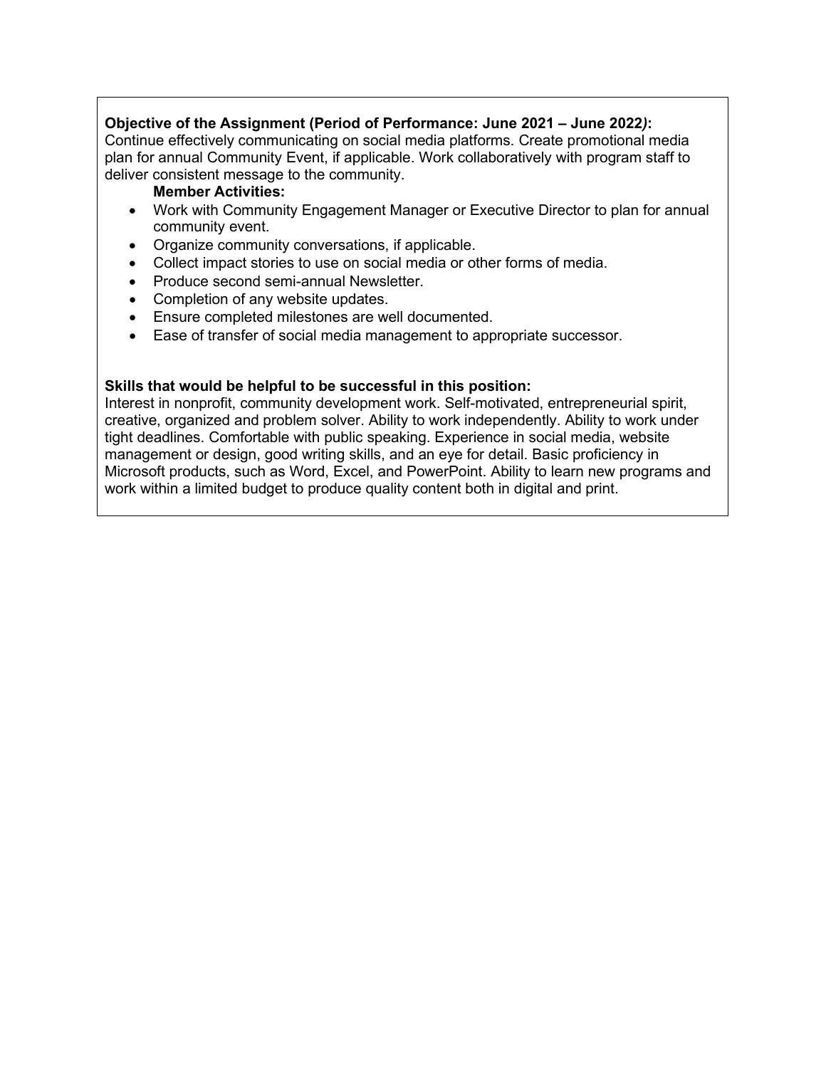**Objective of the Assignment (Period of Performance: June 2021 – June 2022*)*:**
Continue effectively communicating on social media platforms. Create promotional media plan for annual Community Event, if applicable. Work collaboratively with program staff to deliver consistent message to the community.

**Member Activities:**

- Work with Community Engagement Manager or Executive Director to plan for annual community event.
- Organize community conversations, if applicable.
- Collect impact stories to use on social media or other forms of media.
- Produce second semi-annual Newsletter.
- Completion of any website updates.
- Ensure completed milestones are well documented.
- Ease of transfer of social media management to appropriate successor.

**Skills that would be helpful to be successful in this position:**
Interest in nonprofit, community development work. Self-motivated, entrepreneurial spirit, creative, organized and problem solver. Ability to work independently. Ability to work under tight deadlines. Comfortable with public speaking. Experience in social media, website management or design, good writing skills, and an eye for detail. Basic proficiency in Microsoft products, such as Word, Excel, and PowerPoint. Ability to learn new programs and work within a limited budget to produce quality content both in digital and print.